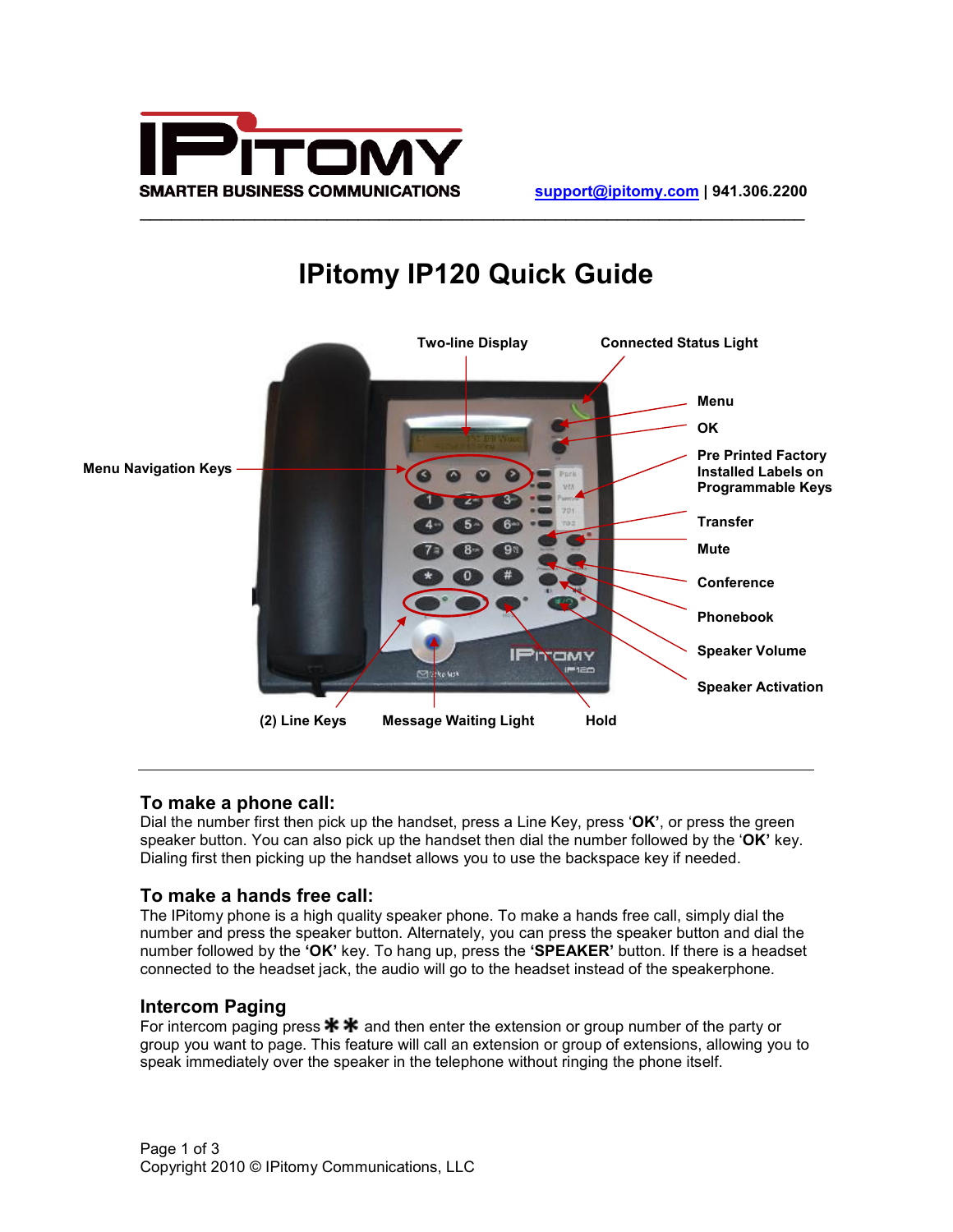IPITOMY
SMARTER BUSINESS COMMUNICATIONS

support@ipitomy.com | 941.306.2200

# IPitomy IP120 Quick Guide

Two-line Display
Connected Status Light
Menu
OK
Menu Navigation Keys
Pre Printed Factory Installed Labels on Programmable Keys
Transfer
Mute
Conference
Phonebook
Speaker Volume
Speaker Activation
(2) Line Keys
Message Waiting Light
Hold

## To make a phone call:

Dial the number first then pick up the handset, press a Line Key, press '**OK'**, or press the green speaker button. You can also pick up the handset then dial the number followed by the '**OK'** key. Dialing first then picking up the handset allows you to use the backspace key if needed.

## To make a hands free call:

The IPitomy phone is a high quality speaker phone. To make a hands free call, simply dial the number and press the speaker button. Alternately, you can press the speaker button and dial the number followed by the **'OK'** key. To hang up, press the **'SPEAKER'** button. If there is a headset connected to the headset jack, the audio will go to the headset instead of the speakerphone.

## Intercom Paging

For intercom paging press ** and then enter the extension or group number of the party or group you want to page. This feature will call an extension or group of extensions, allowing you to speak immediately over the speaker in the telephone without ringing the phone itself.

Copyright 2010 © IPitomy Communications, LLC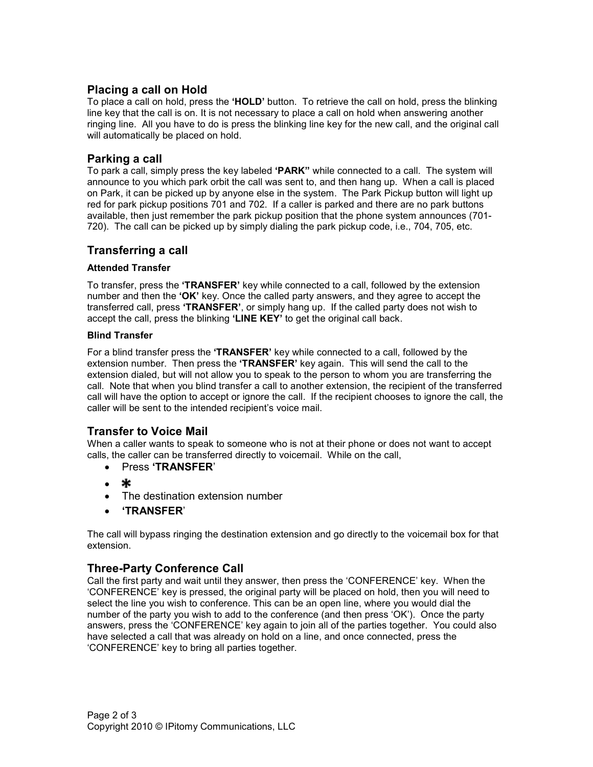## Placing a call on Hold

To place a call on hold, press the **'HOLD'** button. To retrieve the call on hold, press the blinking line key that the call is on. It is not necessary to place a call on hold when answering another ringing line. All you have to do is press the blinking line key for the new call, and the original call will automatically be placed on hold.

## Parking a call

To park a call, simply press the key labeled **'PARK"** while connected to a call. The system will announce to you which park orbit the call was sent to, and then hang up. When a call is placed on Park, it can be picked up by anyone else in the system. The Park Pickup button will light up red for park pickup positions 701 and 702. If a caller is parked and there are no park buttons available, then just remember the park pickup position that the phone system announces (701-720). The call can be picked up by simply dialing the park pickup code, i.e., 704, 705, etc.

## Transferring a call

#### Attended Transfer

To transfer, press the **'TRANSFER'** key while connected to a call, followed by the extension number and then the **'OK'** key. Once the called party answers, and they agree to accept the transferred call, press **'TRANSFER'**, or simply hang up. If the called party does not wish to accept the call, press the blinking **'LINE KEY'** to get the original call back.

#### Blind Transfer

For a blind transfer press the **'TRANSFER'** key while connected to a call, followed by the extension number. Then press the **'TRANSFER'** key again. This will send the call to the extension dialed, but will not allow you to speak to the person to whom you are transferring the call. Note that when you blind transfer a call to another extension, the recipient of the transferred call will have the option to accept or ignore the call. If the recipient chooses to ignore the call, the caller will be sent to the intended recipient's voice mail.

## Transfer to Voice Mail

When a caller wants to speak to someone who is not at their phone or does not want to accept calls, the caller can be transferred directly to voicemail. While on the call,

- Press **'TRANSFER'**
- *
- The destination extension number
- **'TRANSFER'**

The call will bypass ringing the destination extension and go directly to the voicemail box for that extension.

## Three-Party Conference Call

Call the first party and wait until they answer, then press the 'CONFERENCE' key. When the 'CONFERENCE' key is pressed, the original party will be placed on hold, then you will need to select the line you wish to conference. This can be an open line, where you would dial the number of the party you wish to add to the conference (and then press 'OK'). Once the party answers, press the 'CONFERENCE' key again to join all of the parties together. You could also have selected a call that was already on hold on a line, and once connected, press the 'CONFERENCE' key to bring all parties together.

Copyright 2010 © IPitomy Communications, LLC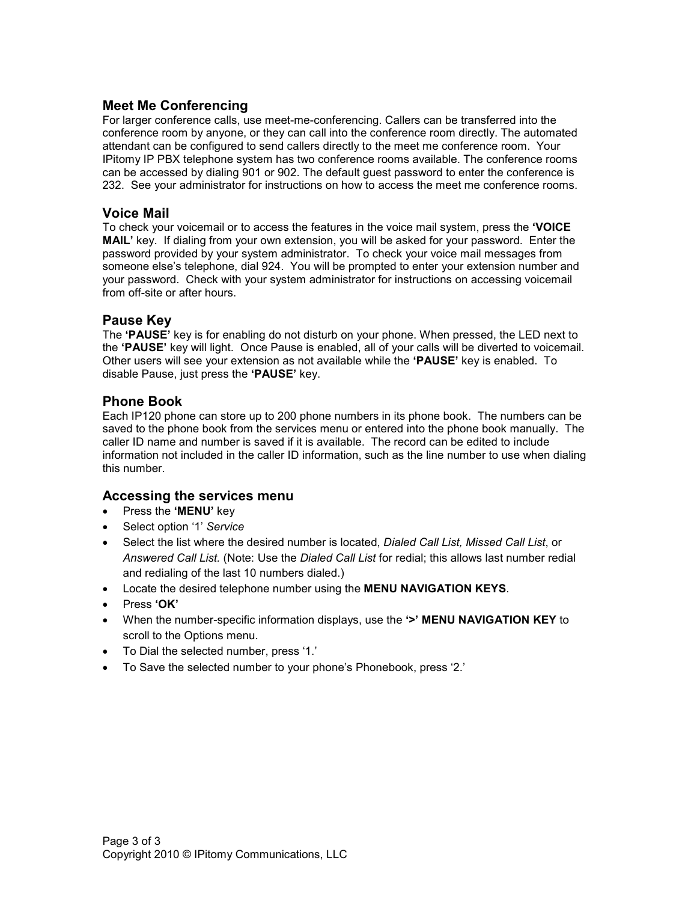## Meet Me Conferencing

For larger conference calls, use meet-me-conferencing. Callers can be transferred into the conference room by anyone, or they can call into the conference room directly. The automated attendant can be configured to send callers directly to the meet me conference room. Your IPitomy IP PBX telephone system has two conference rooms available. The conference rooms can be accessed by dialing 901 or 902. The default guest password to enter the conference is 232. See your administrator for instructions on how to access the meet me conference rooms.

## Voice Mail

To check your voicemail or to access the features in the voice mail system, press the **'VOICE MAIL'** key. If dialing from your own extension, you will be asked for your password. Enter the password provided by your system administrator. To check your voice mail messages from someone else's telephone, dial 924. You will be prompted to enter your extension number and your password. Check with your system administrator for instructions on accessing voicemail from off-site or after hours.

## Pause Key

The **'PAUSE'** key is for enabling do not disturb on your phone. When pressed, the LED next to the **'PAUSE'** key will light. Once Pause is enabled, all of your calls will be diverted to voicemail. Other users will see your extension as not available while the **'PAUSE'** key is enabled. To disable Pause, just press the **'PAUSE'** key.

## Phone Book

Each IP120 phone can store up to 200 phone numbers in its phone book. The numbers can be saved to the phone book from the services menu or entered into the phone book manually. The caller ID name and number is saved if it is available. The record can be edited to include information not included in the caller ID information, such as the line number to use when dialing this number.

## Accessing the services menu

- Press the **'MENU'** key
- Select option '1' *Service*
- Select the list where the desired number is located, *Dialed Call List, Missed Call List*, or *Answered Call List.* (Note: Use the *Dialed Call List* for redial; this allows last number redial and redialing of the last 10 numbers dialed.)
- Locate the desired telephone number using the **MENU NAVIGATION KEYS**.
- Press **'OK'**
- When the number-specific information displays, use the **'>' MENU NAVIGATION KEY** to scroll to the Options menu.
- To Dial the selected number, press '1.'
- To Save the selected number to your phone's Phonebook, press '2.'

Copyright 2010 © IPitomy Communications, LLC